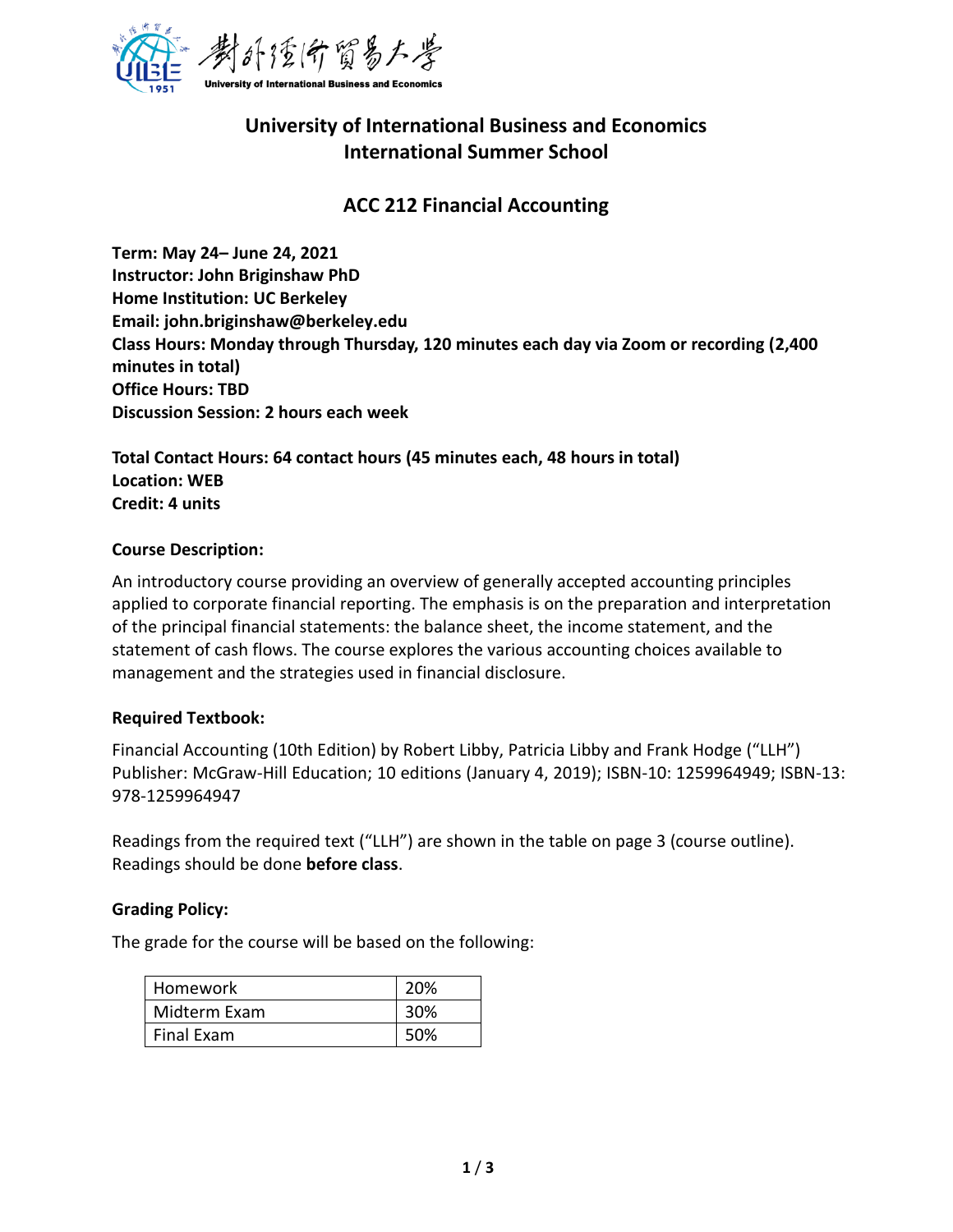University of International Business and Economics

# University of International Business and Economics
# International Summer School

## ACC 212 Financial Accounting

**Term: May 24– June 24, 2021**
**Instructor: John Briginshaw PhD**
**Home Institution: UC Berkeley**
**Email: john.briginshaw@berkeley.edu**
**Class Hours: Monday through Thursday, 120 minutes each day via Zoom or recording (2,400 minutes in total)**
**Office Hours: TBD**
**Discussion Session: 2 hours each week**

**Total Contact Hours: 64 contact hours (45 minutes each, 48 hours in total)**
**Location: WEB**
**Credit: 4 units**

### Course Description:

An introductory course providing an overview of generally accepted accounting principles applied to corporate financial reporting. The emphasis is on the preparation and interpretation of the principal financial statements: the balance sheet, the income statement, and the statement of cash flows. The course explores the various accounting choices available to management and the strategies used in financial disclosure.

### Required Textbook:

Financial Accounting (10th Edition) by Robert Libby, Patricia Libby and Frank Hodge ("LLH") Publisher: McGraw-Hill Education; 10 editions (January 4, 2019); ISBN-10: 1259964949; ISBN-13: 978-1259964947

Readings from the required text ("LLH") are shown in the table on page 3 (course outline). Readings should be done **before class**.

### Grading Policy:

The grade for the course will be based on the following:

| Homework | 20% |
|---|---|
| Midterm Exam | 30% |
| Final Exam | 50% |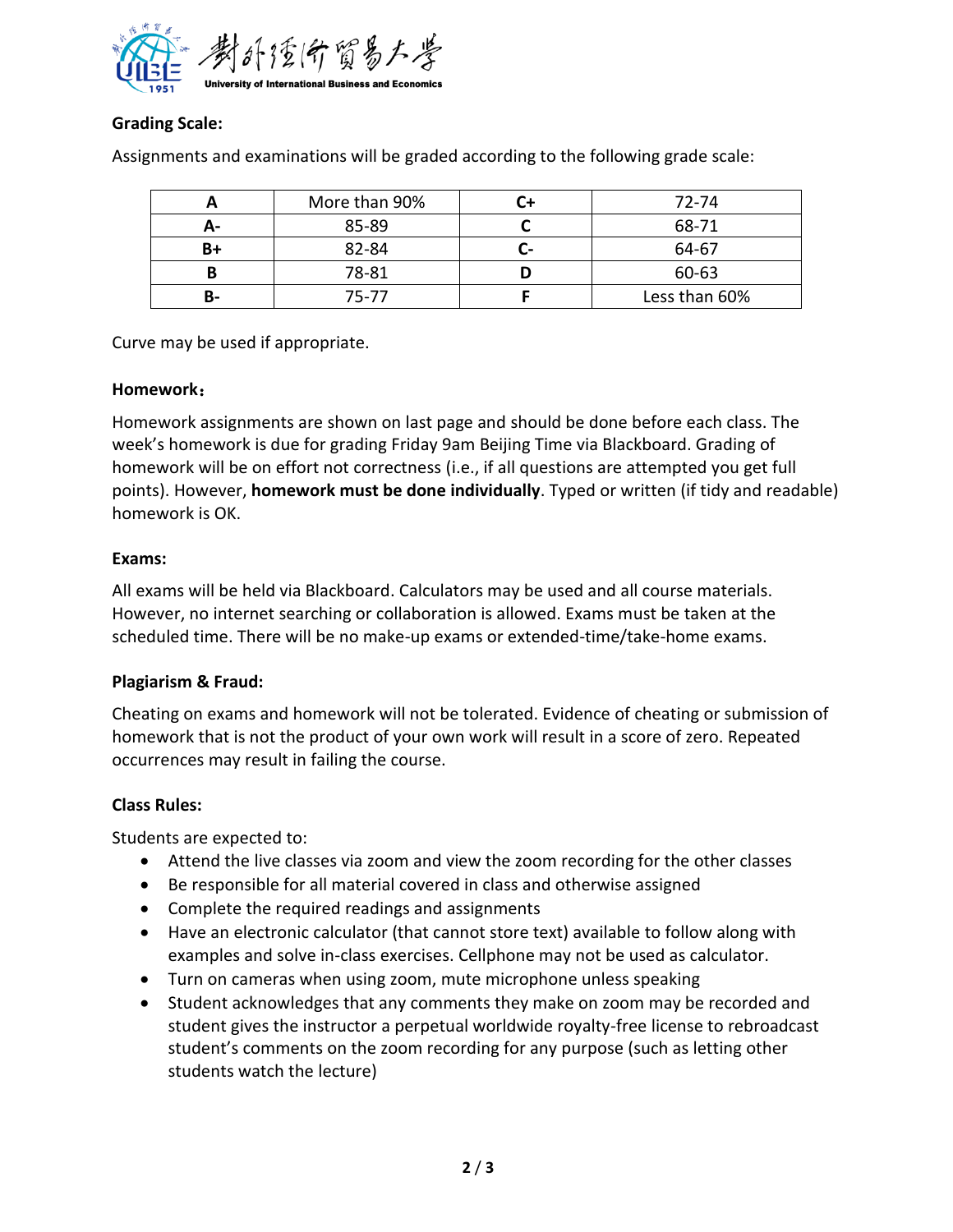**Grading Scale:**

Assignments and examinations will be graded according to the following grade scale:

| A | More than 90% | C+ | 72-74 |
|---|---|---|---|
| A- | 85-89 | C | 68-71 |
| B+ | 82-84 | C- | 64-67 |
| B | 78-81 | D | 60-63 |
| B- | 75-77 | F | Less than 60% |

Curve may be used if appropriate.

**Homework：**

Homework assignments are shown on last page and should be done before each class. The week's homework is due for grading Friday 9am Beijing Time via Blackboard. Grading of homework will be on effort not correctness (i.e., if all questions are attempted you get full points). However, **homework must be done individually**. Typed or written (if tidy and readable) homework is OK.

**Exams:**

All exams will be held via Blackboard. Calculators may be used and all course materials. However, no internet searching or collaboration is allowed. Exams must be taken at the scheduled time. There will be no make-up exams or extended-time/take-home exams.

**Plagiarism & Fraud:**

Cheating on exams and homework will not be tolerated. Evidence of cheating or submission of homework that is not the product of your own work will result in a score of zero. Repeated occurrences may result in failing the course.

**Class Rules:**

Students are expected to:

- Attend the live classes via zoom and view the zoom recording for the other classes
- Be responsible for all material covered in class and otherwise assigned
- Complete the required readings and assignments
- Have an electronic calculator (that cannot store text) available to follow along with examples and solve in-class exercises. Cellphone may not be used as calculator.
- Turn on cameras when using zoom, mute microphone unless speaking
- Student acknowledges that any comments they make on zoom may be recorded and student gives the instructor a perpetual worldwide royalty-free license to rebroadcast student's comments on the zoom recording for any purpose (such as letting other students watch the lecture)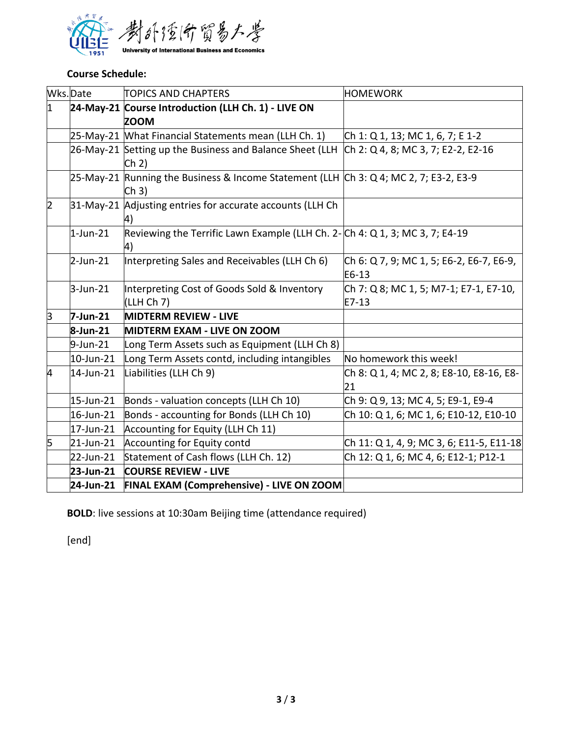**Course Schedule:**

| Wks. | Date | TOPICS AND CHAPTERS | HOMEWORK |
|---|---|---|---|
| 1 | **24-May-21** | **Course Introduction (LLH Ch. 1) - LIVE ON ZOOM** | |
| | 25-May-21 | What Financial Statements mean (LLH Ch. 1) | Ch 1: Q 1, 13; MC 1, 6, 7; E 1-2 |
| | 26-May-21 | Setting up the Business and Balance Sheet (LLH Ch 2) | Ch 2: Q 4, 8; MC 3, 7; E2-2, E2-16 |
| | 25-May-21 | Running the Business & Income Statement (LLH Ch 3) | Ch 3: Q 4; MC 2, 7; E3-2, E3-9 |
| 2 | 31-May-21 | Adjusting entries for accurate accounts (LLH Ch 4) | |
| | 1-Jun-21 | Reviewing the Terrific Lawn Example (LLH Ch. 2-4) | Ch 4: Q 1, 3; MC 3, 7; E4-19 |
| | 2-Jun-21 | Interpreting Sales and Receivables (LLH Ch 6) | Ch 6: Q 7, 9; MC 1, 5; E6-2, E6-7, E6-9, E6-13 |
| | 3-Jun-21 | Interpreting Cost of Goods Sold & Inventory (LLH Ch 7) | Ch 7: Q 8; MC 1, 5; M7-1; E7-1, E7-10, E7-13 |
| 3 | **7-Jun-21** | **MIDTERM REVIEW - LIVE** | |
| | **8-Jun-21** | **MIDTERM EXAM - LIVE ON ZOOM** | |
| | 9-Jun-21 | Long Term Assets such as Equipment (LLH Ch 8) | |
| | 10-Jun-21 | Long Term Assets contd, including intangibles | No homework this week! |
| 4 | 14-Jun-21 | Liabilities (LLH Ch 9) | Ch 8: Q 1, 4; MC 2, 8; E8-10, E8-16, E8-21 |
| | 15-Jun-21 | Bonds - valuation concepts (LLH Ch 10) | Ch 9: Q 9, 13; MC 4, 5; E9-1, E9-4 |
| | 16-Jun-21 | Bonds - accounting for Bonds (LLH Ch 10) | Ch 10: Q 1, 6; MC 1, 6; E10-12, E10-10 |
| | 17-Jun-21 | Accounting for Equity (LLH Ch 11) | |
| 5 | 21-Jun-21 | Accounting for Equity contd | Ch 11: Q 1, 4, 9; MC 3, 6; E11-5, E11-18 |
| | 22-Jun-21 | Statement of Cash flows (LLH Ch. 12) | Ch 12: Q 1, 6; MC 4, 6; E12-1; P12-1 |
| | **23-Jun-21** | **COURSE REVIEW - LIVE** | |
| | **24-Jun-21** | **FINAL EXAM (Comprehensive) - LIVE ON ZOOM** | |

**BOLD**: live sessions at 10:30am Beijing time (attendance required)

[end]